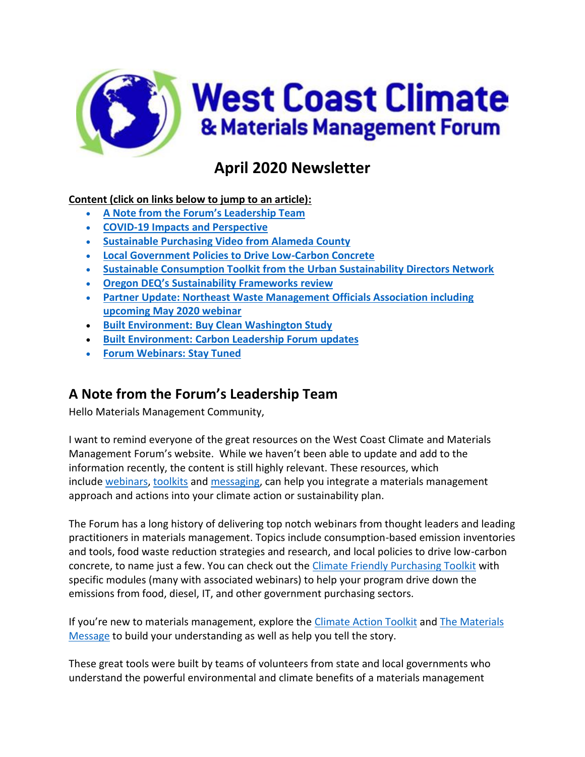# West Coast Climate & Materials Management Forum

## April 2020 Newsletter

**Content (click on links below to jump to an article):**

- **A Note from the Forum's Leadership Team**
- **COVID-19 Impacts and Perspective**
- **Sustainable Purchasing Video from Alameda County**
- **Local Government Policies to Drive Low-Carbon Concrete**
- **Sustainable Consumption Toolkit from the Urban Sustainability Directors Network**
- **Oregon DEQ's Sustainability Frameworks review**
- **Partner Update: Northeast Waste Management Officials Association including upcoming May 2020 webinar**
- **Built Environment: Buy Clean Washington Study**
- **Built Environment: Carbon Leadership Forum updates**
- **Forum Webinars: Stay Tuned**

## A Note from the Forum's Leadership Team

Hello Materials Management Community,

I want to remind everyone of the great resources on the West Coast Climate and Materials Management Forum's website. While we haven't been able to update and add to the information recently, the content is still highly relevant. These resources, which include webinars, toolkits and messaging, can help you integrate a materials management approach and actions into your climate action or sustainability plan.

The Forum has a long history of delivering top notch webinars from thought leaders and leading practitioners in materials management. Topics include consumption-based emission inventories and tools, food waste reduction strategies and research, and local policies to drive low-carbon concrete, to name just a few. You can check out the Climate Friendly Purchasing Toolkit with specific modules (many with associated webinars) to help your program drive down the emissions from food, diesel, IT, and other government purchasing sectors.

If you're new to materials management, explore the Climate Action Toolkit and The Materials Message to build your understanding as well as help you tell the story.

These great tools were built by teams of volunteers from state and local governments who understand the powerful environmental and climate benefits of a materials management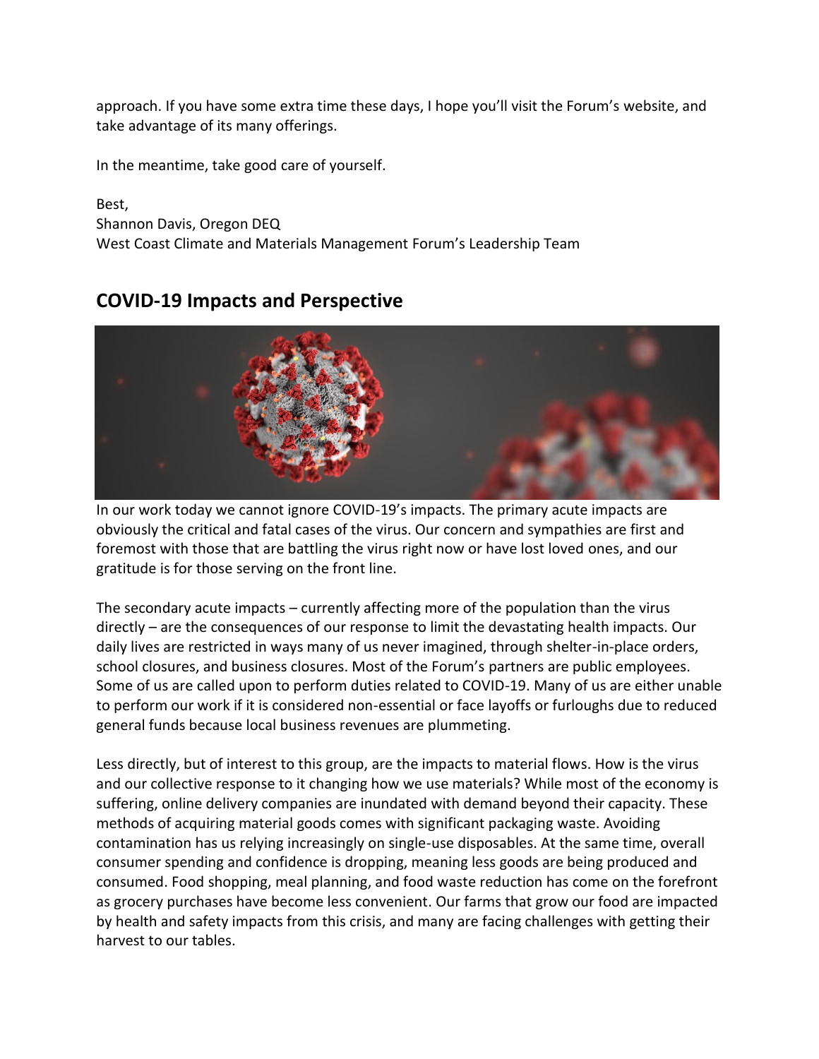approach. If you have some extra time these days, I hope you'll visit the Forum's website, and take advantage of its many offerings.

In the meantime, take good care of yourself.

Best,
Shannon Davis, Oregon DEQ
West Coast Climate and Materials Management Forum's Leadership Team

## COVID-19 Impacts and Perspective

In our work today we cannot ignore COVID-19's impacts. The primary acute impacts are obviously the critical and fatal cases of the virus. Our concern and sympathies are first and foremost with those that are battling the virus right now or have lost loved ones, and our gratitude is for those serving on the front line.

The secondary acute impacts – currently affecting more of the population than the virus directly – are the consequences of our response to limit the devastating health impacts. Our daily lives are restricted in ways many of us never imagined, through shelter-in-place orders, school closures, and business closures. Most of the Forum's partners are public employees. Some of us are called upon to perform duties related to COVID-19. Many of us are either unable to perform our work if it is considered non-essential or face layoffs or furloughs due to reduced general funds because local business revenues are plummeting.

Less directly, but of interest to this group, are the impacts to material flows. How is the virus and our collective response to it changing how we use materials? While most of the economy is suffering, online delivery companies are inundated with demand beyond their capacity. These methods of acquiring material goods comes with significant packaging waste. Avoiding contamination has us relying increasingly on single-use disposables. At the same time, overall consumer spending and confidence is dropping, meaning less goods are being produced and consumed. Food shopping, meal planning, and food waste reduction has come on the forefront as grocery purchases have become less convenient. Our farms that grow our food are impacted by health and safety impacts from this crisis, and many are facing challenges with getting their harvest to our tables.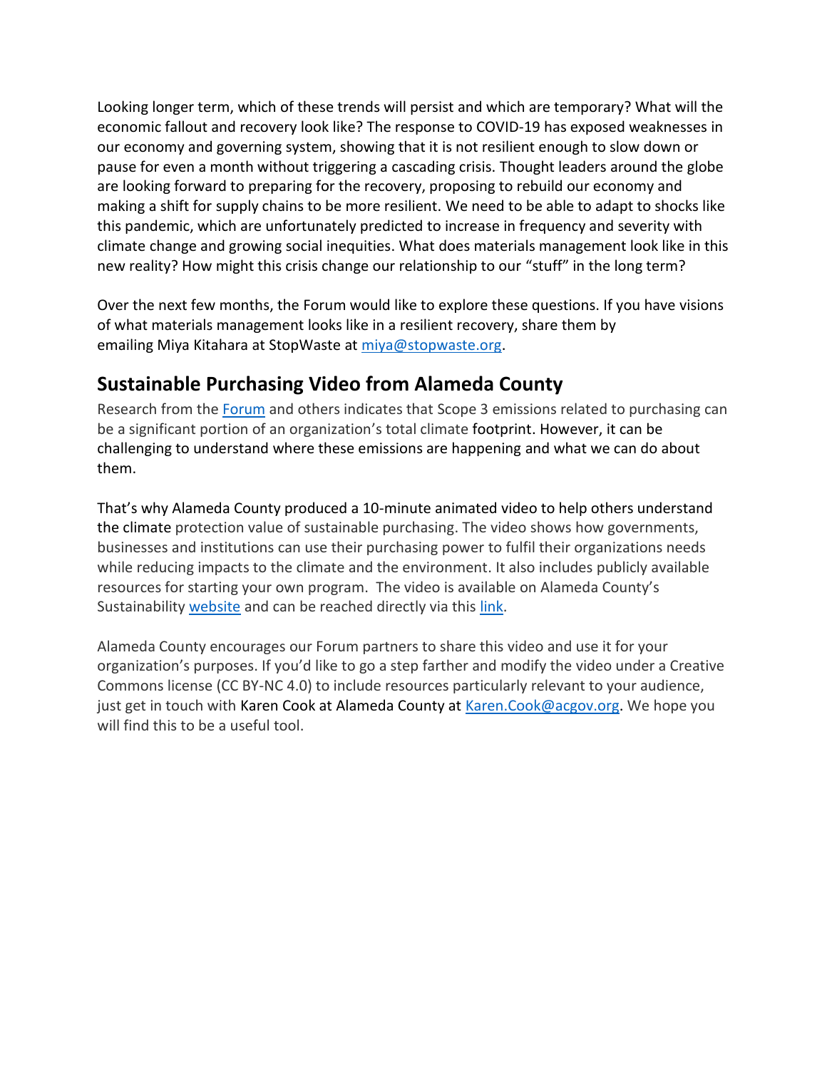Looking longer term, which of these trends will persist and which are temporary? What will the economic fallout and recovery look like? The response to COVID-19 has exposed weaknesses in our economy and governing system, showing that it is not resilient enough to slow down or pause for even a month without triggering a cascading crisis. Thought leaders around the globe are looking forward to preparing for the recovery, proposing to rebuild our economy and making a shift for supply chains to be more resilient. We need to be able to adapt to shocks like this pandemic, which are unfortunately predicted to increase in frequency and severity with climate change and growing social inequities. What does materials management look like in this new reality? How might this crisis change our relationship to our "stuff" in the long term?

Over the next few months, the Forum would like to explore these questions. If you have visions of what materials management looks like in a resilient recovery, share them by emailing Miya Kitahara at StopWaste at miya@stopwaste.org.

## Sustainable Purchasing Video from Alameda County

Research from the Forum and others indicates that Scope 3 emissions related to purchasing can be a significant portion of an organization's total climate footprint. However, it can be challenging to understand where these emissions are happening and what we can do about them.

That's why Alameda County produced a 10-minute animated video to help others understand the climate protection value of sustainable purchasing. The video shows how governments, businesses and institutions can use their purchasing power to fulfil their organizations needs while reducing impacts to the climate and the environment. It also includes publicly available resources for starting your own program. The video is available on Alameda County's Sustainability website and can be reached directly via this link.

Alameda County encourages our Forum partners to share this video and use it for your organization's purposes. If you'd like to go a step farther and modify the video under a Creative Commons license (CC BY-NC 4.0) to include resources particularly relevant to your audience, just get in touch with Karen Cook at Alameda County at Karen.Cook@acgov.org. We hope you will find this to be a useful tool.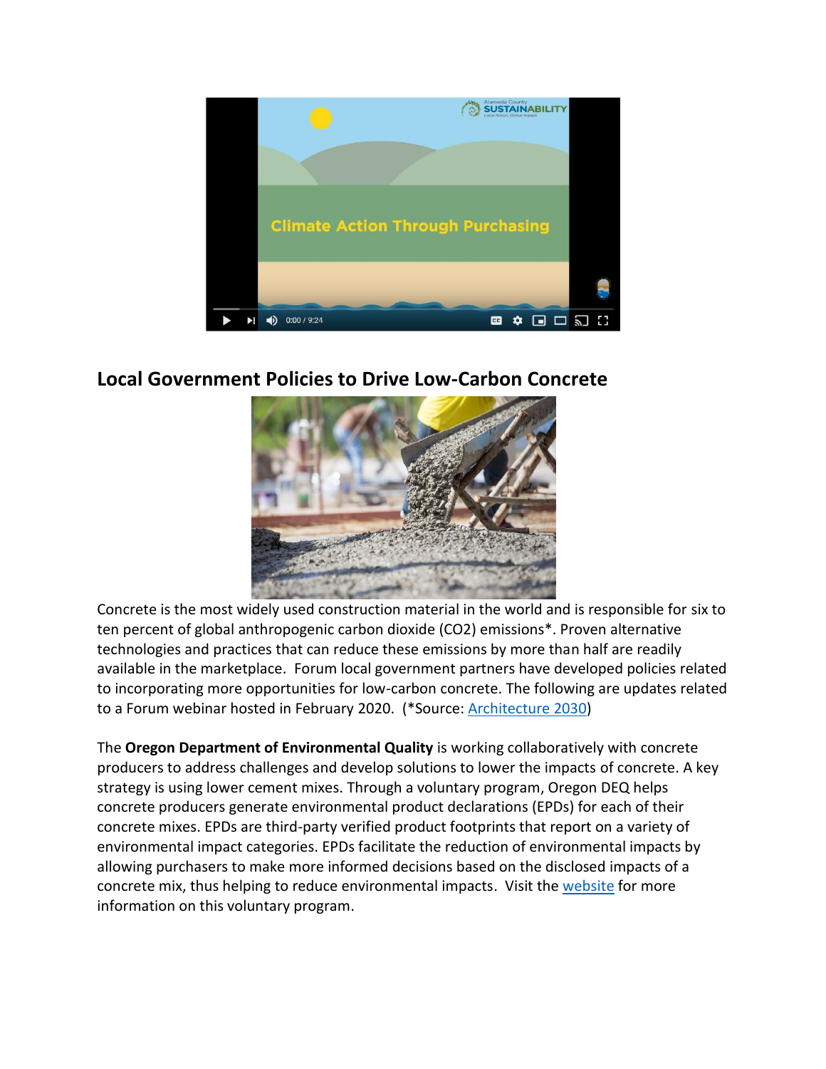## Local Government Policies to Drive Low-Carbon Concrete

Concrete is the most widely used construction material in the world and is responsible for six to ten percent of global anthropogenic carbon dioxide ($CO_2$) emissions*. Proven alternative technologies and practices that can reduce these emissions by more than half are readily available in the marketplace. Forum local government partners have developed policies related to incorporating more opportunities for low-carbon concrete. The following are updates related to a Forum webinar hosted in February 2020. (*Source: Architecture 2030)

The **Oregon Department of Environmental Quality** is working collaboratively with concrete producers to address challenges and develop solutions to lower the impacts of concrete. A key strategy is using lower cement mixes. Through a voluntary program, Oregon DEQ helps concrete producers generate environmental product declarations (EPDs) for each of their concrete mixes. EPDs are third-party verified product footprints that report on a variety of environmental impact categories. EPDs facilitate the reduction of environmental impacts by allowing purchasers to make more informed decisions based on the disclosed impacts of a concrete mix, thus helping to reduce environmental impacts. Visit the website for more information on this voluntary program.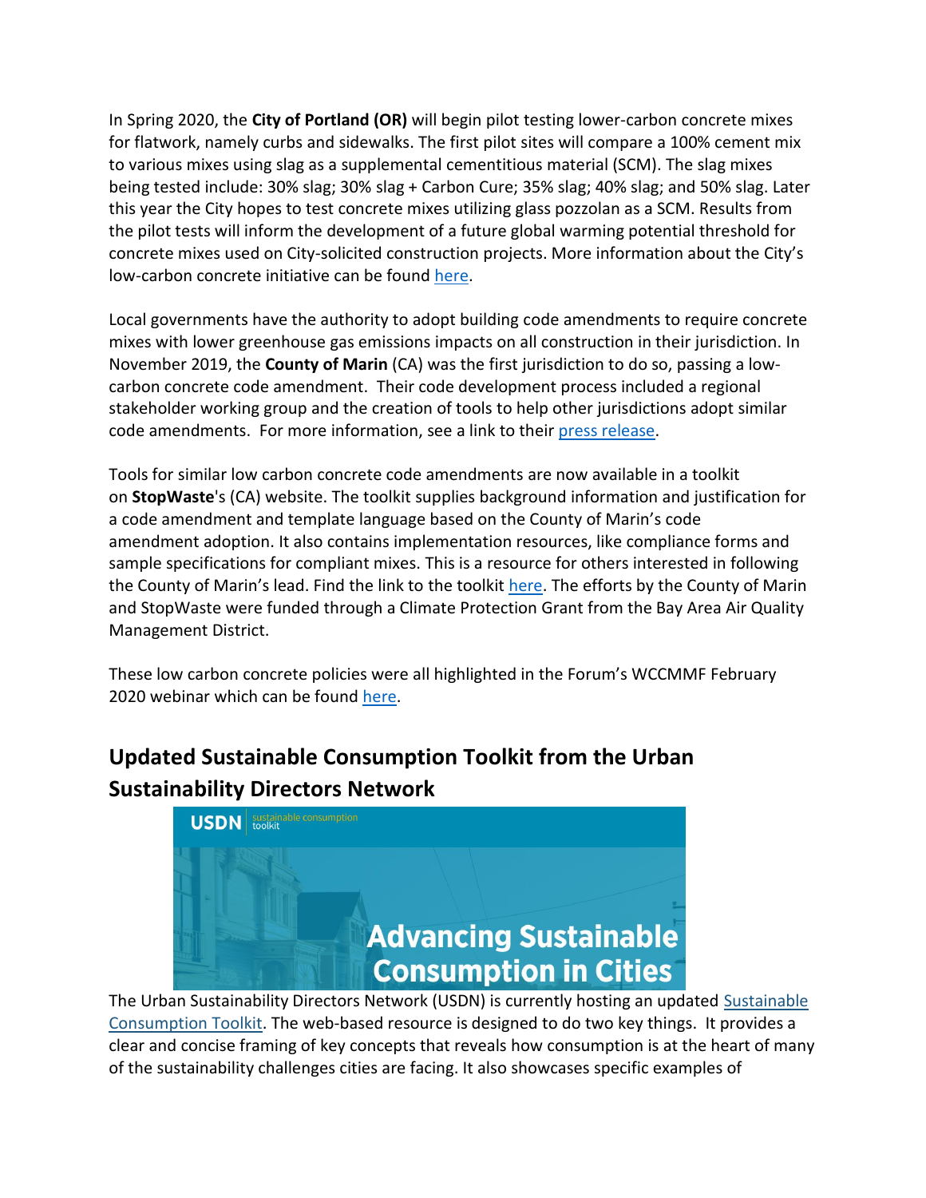In Spring 2020, the **City of Portland (OR)** will begin pilot testing lower-carbon concrete mixes for flatwork, namely curbs and sidewalks. The first pilot sites will compare a 100% cement mix to various mixes using slag as a supplemental cementitious material (SCM). The slag mixes being tested include: 30% slag; 30% slag + Carbon Cure; 35% slag; 40% slag; and 50% slag. Later this year the City hopes to test concrete mixes utilizing glass pozzolan as a SCM. Results from the pilot tests will inform the development of a future global warming potential threshold for concrete mixes used on City-solicited construction projects. More information about the City's low-carbon concrete initiative can be found here.

Local governments have the authority to adopt building code amendments to require concrete mixes with lower greenhouse gas emissions impacts on all construction in their jurisdiction. In November 2019, the **County of Marin** (CA) was the first jurisdiction to do so, passing a low-carbon concrete code amendment. Their code development process included a regional stakeholder working group and the creation of tools to help other jurisdictions adopt similar code amendments. For more information, see a link to their press release.

Tools for similar low carbon concrete code amendments are now available in a toolkit on **StopWaste**'s (CA) website. The toolkit supplies background information and justification for a code amendment and template language based on the County of Marin's code amendment adoption. It also contains implementation resources, like compliance forms and sample specifications for compliant mixes. This is a resource for others interested in following the County of Marin's lead. Find the link to the toolkit here. The efforts by the County of Marin and StopWaste were funded through a Climate Protection Grant from the Bay Area Air Quality Management District.

These low carbon concrete policies were all highlighted in the Forum's WCCMMF February 2020 webinar which can be found here.

## Updated Sustainable Consumption Toolkit from the Urban Sustainability Directors Network

USDN sustainable consumption toolkit

Advancing Sustainable Consumption in Cities

The Urban Sustainability Directors Network (USDN) is currently hosting an updated Sustainable Consumption Toolkit. The web-based resource is designed to do two key things. It provides a clear and concise framing of key concepts that reveals how consumption is at the heart of many of the sustainability challenges cities are facing. It also showcases specific examples of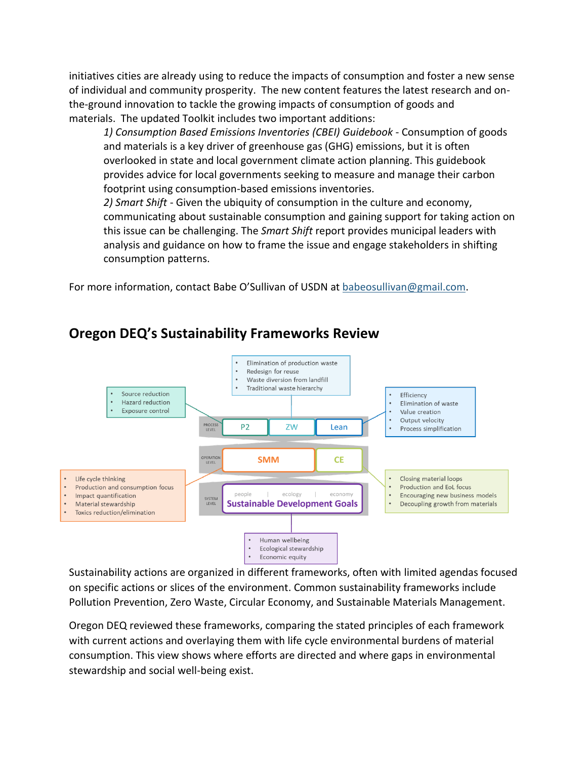initiatives cities are already using to reduce the impacts of consumption and foster a new sense of individual and community prosperity. The new content features the latest research and on-the-ground innovation to tackle the growing impacts of consumption of goods and materials. The updated Toolkit includes two important additions:

1) *Consumption Based Emissions Inventories (CBEI) Guidebook* - Consumption of goods and materials is a key driver of greenhouse gas (GHG) emissions, but it is often overlooked in state and local government climate action planning. This guidebook provides advice for local governments seeking to measure and manage their carbon footprint using consumption-based emissions inventories.

2) *Smart Shift* - Given the ubiquity of consumption in the culture and economy, communicating about sustainable consumption and gaining support for taking action on this issue can be challenging. The *Smart Shift* report provides municipal leaders with analysis and guidance on how to frame the issue and engage stakeholders in shifting consumption patterns.

For more information, contact Babe O'Sullivan of USDN at babeosullivan@gmail.com.

## Oregon DEQ's Sustainability Frameworks Review

- Elimination of production waste
- Redesign for reuse
- Waste diversion from landfill
- Traditional waste hierarchy

- Source reduction
- Hazard reduction
- Exposure control

- Efficiency
- Elimination of waste
- Value creation
- Output velocity
- Process simplification

PROCESS LEVEL: P2 | ZW | Lean

OPERATION LEVEL: SMM | CE

- Life cycle thinking
- Production and consumption focus
- Impact quantification
- Material stewardship
- Toxics reduction/elimination

- Closing material loops
- Production and EoL focus
- Encouraging new business models
- Decoupling growth from materials

SYSTEM LEVEL: people | ecology | economy — Sustainable Development Goals

- Human wellbeing
- Ecological stewardship
- Economic equity

Sustainability actions are organized in different frameworks, often with limited agendas focused on specific actions or slices of the environment. Common sustainability frameworks include Pollution Prevention, Zero Waste, Circular Economy, and Sustainable Materials Management.

Oregon DEQ reviewed these frameworks, comparing the stated principles of each framework with current actions and overlaying them with life cycle environmental burdens of material consumption. This view shows where efforts are directed and where gaps in environmental stewardship and social well-being exist.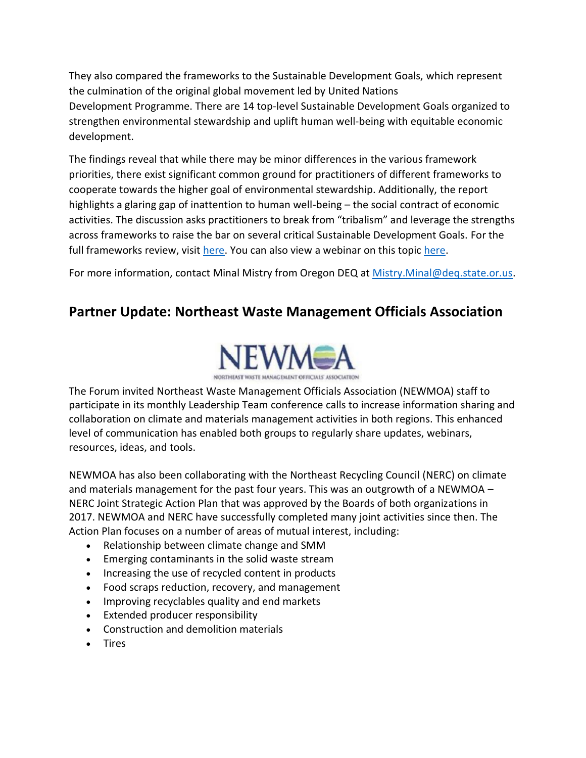They also compared the frameworks to the Sustainable Development Goals, which represent the culmination of the original global movement led by United Nations Development Programme. There are 14 top-level Sustainable Development Goals organized to strengthen environmental stewardship and uplift human well-being with equitable economic development.

The findings reveal that while there may be minor differences in the various framework priorities, there exist significant common ground for practitioners of different frameworks to cooperate towards the higher goal of environmental stewardship. Additionally, the report highlights a glaring gap of inattention to human well-being – the social contract of economic activities. The discussion asks practitioners to break from "tribalism" and leverage the strengths across frameworks to raise the bar on several critical Sustainable Development Goals. For the full frameworks review, visit here. You can also view a webinar on this topic here.

For more information, contact Minal Mistry from Oregon DEQ at Mistry.Minal@deq.state.or.us.

## Partner Update: Northeast Waste Management Officials Association

The Forum invited Northeast Waste Management Officials Association (NEWMOA) staff to participate in its monthly Leadership Team conference calls to increase information sharing and collaboration on climate and materials management activities in both regions. This enhanced level of communication has enabled both groups to regularly share updates, webinars, resources, ideas, and tools.

NEWMOA has also been collaborating with the Northeast Recycling Council (NERC) on climate and materials management for the past four years. This was an outgrowth of a NEWMOA – NERC Joint Strategic Action Plan that was approved by the Boards of both organizations in 2017. NEWMOA and NERC have successfully completed many joint activities since then. The Action Plan focuses on a number of areas of mutual interest, including:

- Relationship between climate change and SMM
- Emerging contaminants in the solid waste stream
- Increasing the use of recycled content in products
- Food scraps reduction, recovery, and management
- Improving recyclables quality and end markets
- Extended producer responsibility
- Construction and demolition materials
- Tires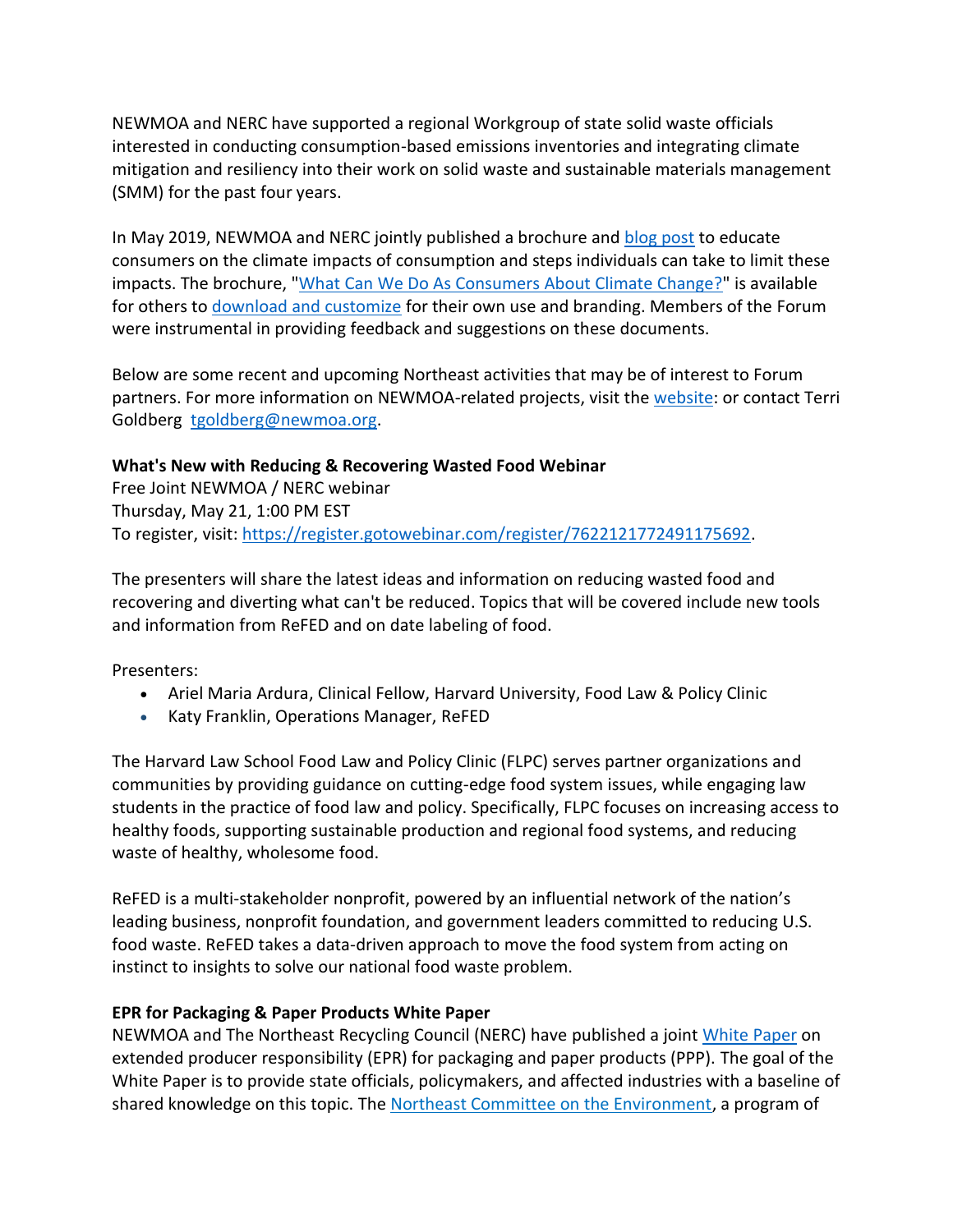NEWMOA and NERC have supported a regional Workgroup of state solid waste officials interested in conducting consumption-based emissions inventories and integrating climate mitigation and resiliency into their work on solid waste and sustainable materials management (SMM) for the past four years.

In May 2019, NEWMOA and NERC jointly published a brochure and blog post to educate consumers on the climate impacts of consumption and steps individuals can take to limit these impacts. The brochure, "What Can We Do As Consumers About Climate Change?" is available for others to download and customize for their own use and branding. Members of the Forum were instrumental in providing feedback and suggestions on these documents.

Below are some recent and upcoming Northeast activities that may be of interest to Forum partners. For more information on NEWMOA-related projects, visit the website: or contact Terri Goldberg tgoldberg@newmoa.org.

**What's New with Reducing & Recovering Wasted Food Webinar**
Free Joint NEWMOA / NERC webinar
Thursday, May 21, 1:00 PM EST
To register, visit: https://register.gotowebinar.com/register/7622121772491175692.

The presenters will share the latest ideas and information on reducing wasted food and recovering and diverting what can't be reduced. Topics that will be covered include new tools and information from ReFED and on date labeling of food.

Presenters:

- Ariel Maria Ardura, Clinical Fellow, Harvard University, Food Law & Policy Clinic
- Katy Franklin, Operations Manager, ReFED

The Harvard Law School Food Law and Policy Clinic (FLPC) serves partner organizations and communities by providing guidance on cutting-edge food system issues, while engaging law students in the practice of food law and policy. Specifically, FLPC focuses on increasing access to healthy foods, supporting sustainable production and regional food systems, and reducing waste of healthy, wholesome food.

ReFED is a multi-stakeholder nonprofit, powered by an influential network of the nation's leading business, nonprofit foundation, and government leaders committed to reducing U.S. food waste. ReFED takes a data-driven approach to move the food system from acting on instinct to insights to solve our national food waste problem.

**EPR for Packaging & Paper Products White Paper**
NEWMOA and The Northeast Recycling Council (NERC) have published a joint White Paper on extended producer responsibility (EPR) for packaging and paper products (PPP). The goal of the White Paper is to provide state officials, policymakers, and affected industries with a baseline of shared knowledge on this topic. The Northeast Committee on the Environment, a program of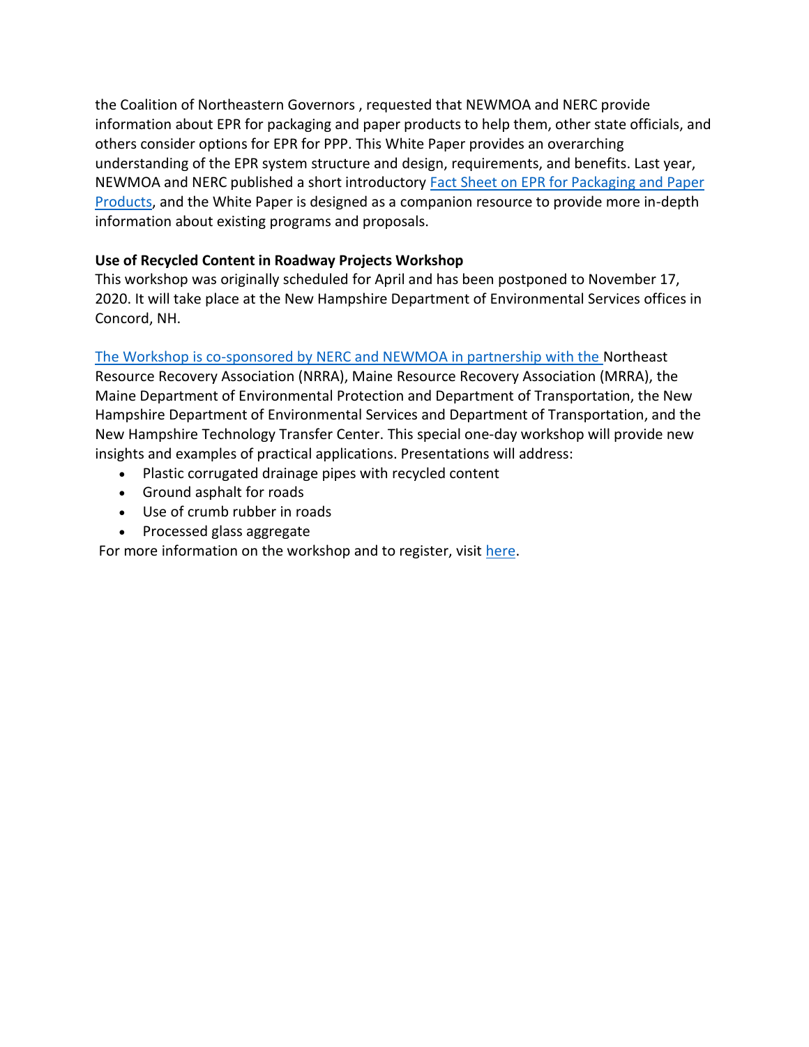the Coalition of Northeastern Governors , requested that NEWMOA and NERC provide information about EPR for packaging and paper products to help them, other state officials, and others consider options for EPR for PPP. This White Paper provides an overarching understanding of the EPR system structure and design, requirements, and benefits. Last year, NEWMOA and NERC published a short introductory Fact Sheet on EPR for Packaging and Paper Products, and the White Paper is designed as a companion resource to provide more in-depth information about existing programs and proposals.

**Use of Recycled Content in Roadway Projects Workshop**

This workshop was originally scheduled for April and has been postponed to November 17, 2020. It will take place at the New Hampshire Department of Environmental Services offices in Concord, NH.

The Workshop is co-sponsored by NERC and NEWMOA in partnership with the Northeast Resource Recovery Association (NRRA), Maine Resource Recovery Association (MRRA), the Maine Department of Environmental Protection and Department of Transportation, the New Hampshire Department of Environmental Services and Department of Transportation, and the New Hampshire Technology Transfer Center. This special one-day workshop will provide new insights and examples of practical applications. Presentations will address:

- Plastic corrugated drainage pipes with recycled content
- Ground asphalt for roads
- Use of crumb rubber in roads
- Processed glass aggregate

For more information on the workshop and to register, visit here.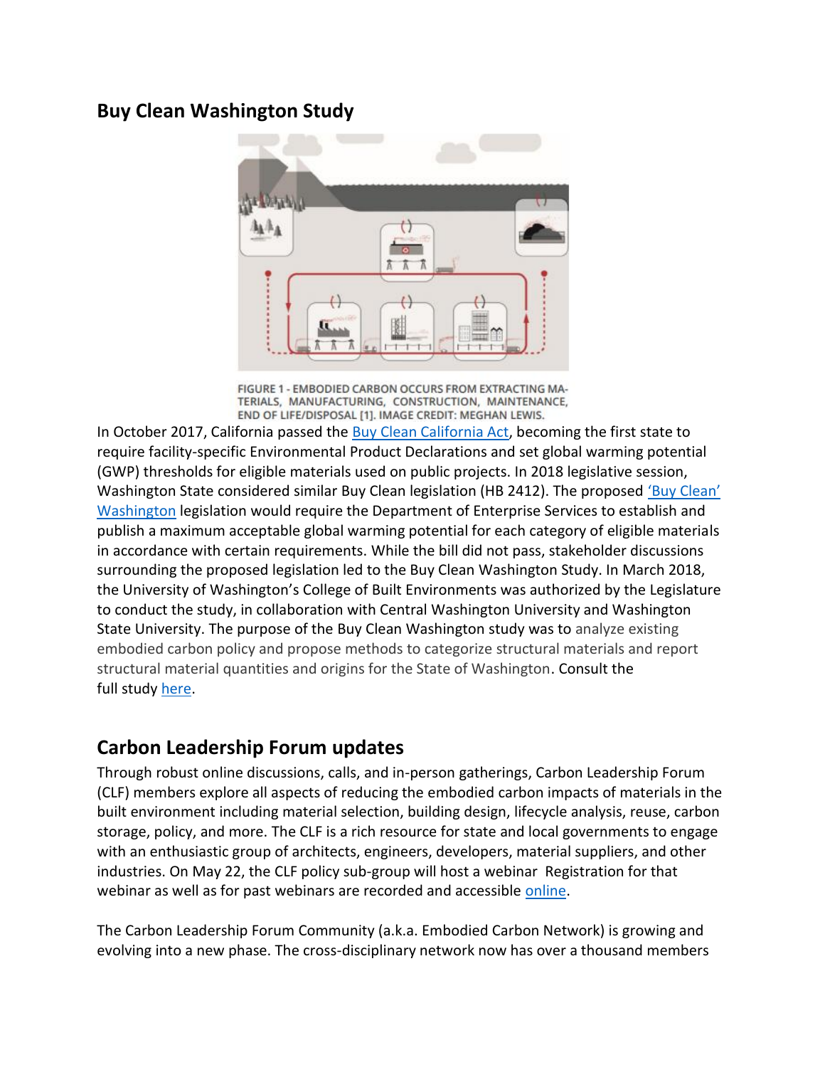## Buy Clean Washington Study

FIGURE 1 - EMBODIED CARBON OCCURS FROM EXTRACTING MATERIALS, MANUFACTURING, CONSTRUCTION, MAINTENANCE, END OF LIFE/DISPOSAL [1]. IMAGE CREDIT: MEGHAN LEWIS.

In October 2017, California passed the Buy Clean California Act, becoming the first state to require facility-specific Environmental Product Declarations and set global warming potential (GWP) thresholds for eligible materials used on public projects. In 2018 legislative session, Washington State considered similar Buy Clean legislation (HB 2412). The proposed 'Buy Clean' Washington legislation would require the Department of Enterprise Services to establish and publish a maximum acceptable global warming potential for each category of eligible materials in accordance with certain requirements. While the bill did not pass, stakeholder discussions surrounding the proposed legislation led to the Buy Clean Washington Study. In March 2018, the University of Washington's College of Built Environments was authorized by the Legislature to conduct the study, in collaboration with Central Washington University and Washington State University. The purpose of the Buy Clean Washington study was to analyze existing embodied carbon policy and propose methods to categorize structural materials and report structural material quantities and origins for the State of Washington. Consult the full study here.

## Carbon Leadership Forum updates

Through robust online discussions, calls, and in-person gatherings, Carbon Leadership Forum (CLF) members explore all aspects of reducing the embodied carbon impacts of materials in the built environment including material selection, building design, lifecycle analysis, reuse, carbon storage, policy, and more. The CLF is a rich resource for state and local governments to engage with an enthusiastic group of architects, engineers, developers, material suppliers, and other industries. On May 22, the CLF policy sub-group will host a webinar  Registration for that webinar as well as for past webinars are recorded and accessible online.

The Carbon Leadership Forum Community (a.k.a. Embodied Carbon Network) is growing and evolving into a new phase. The cross-disciplinary network now has over a thousand members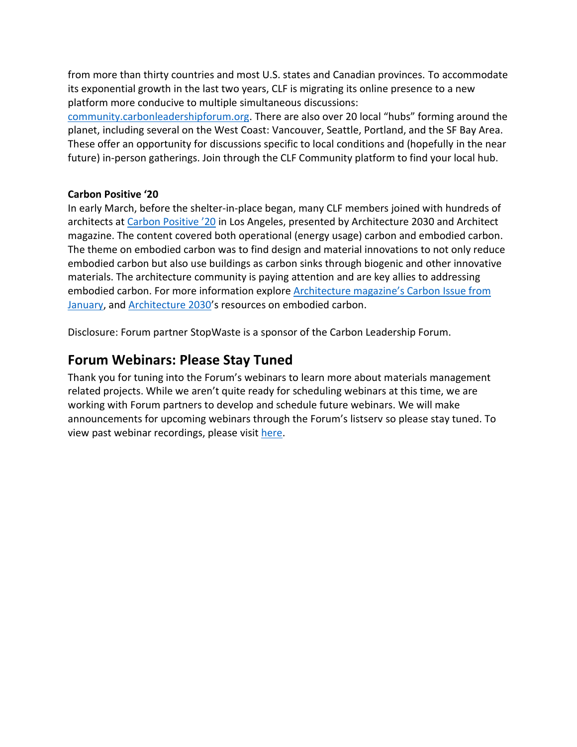from more than thirty countries and most U.S. states and Canadian provinces. To accommodate its exponential growth in the last two years, CLF is migrating its online presence to a new platform more conducive to multiple simultaneous discussions: community.carbonleadershipforum.org. There are also over 20 local "hubs" forming around the planet, including several on the West Coast: Vancouver, Seattle, Portland, and the SF Bay Area. These offer an opportunity for discussions specific to local conditions and (hopefully in the near future) in-person gatherings. Join through the CLF Community platform to find your local hub.

**Carbon Positive '20**

In early March, before the shelter-in-place began, many CLF members joined with hundreds of architects at Carbon Positive '20 in Los Angeles, presented by Architecture 2030 and Architect magazine. The content covered both operational (energy usage) carbon and embodied carbon. The theme on embodied carbon was to find design and material innovations to not only reduce embodied carbon but also use buildings as carbon sinks through biogenic and other innovative materials. The architecture community is paying attention and are key allies to addressing embodied carbon. For more information explore Architecture magazine's Carbon Issue from January, and Architecture 2030's resources on embodied carbon.

Disclosure: Forum partner StopWaste is a sponsor of the Carbon Leadership Forum.

## Forum Webinars: Please Stay Tuned

Thank you for tuning into the Forum's webinars to learn more about materials management related projects. While we aren't quite ready for scheduling webinars at this time, we are working with Forum partners to develop and schedule future webinars. We will make announcements for upcoming webinars through the Forum's listserv so please stay tuned. To view past webinar recordings, please visit here.